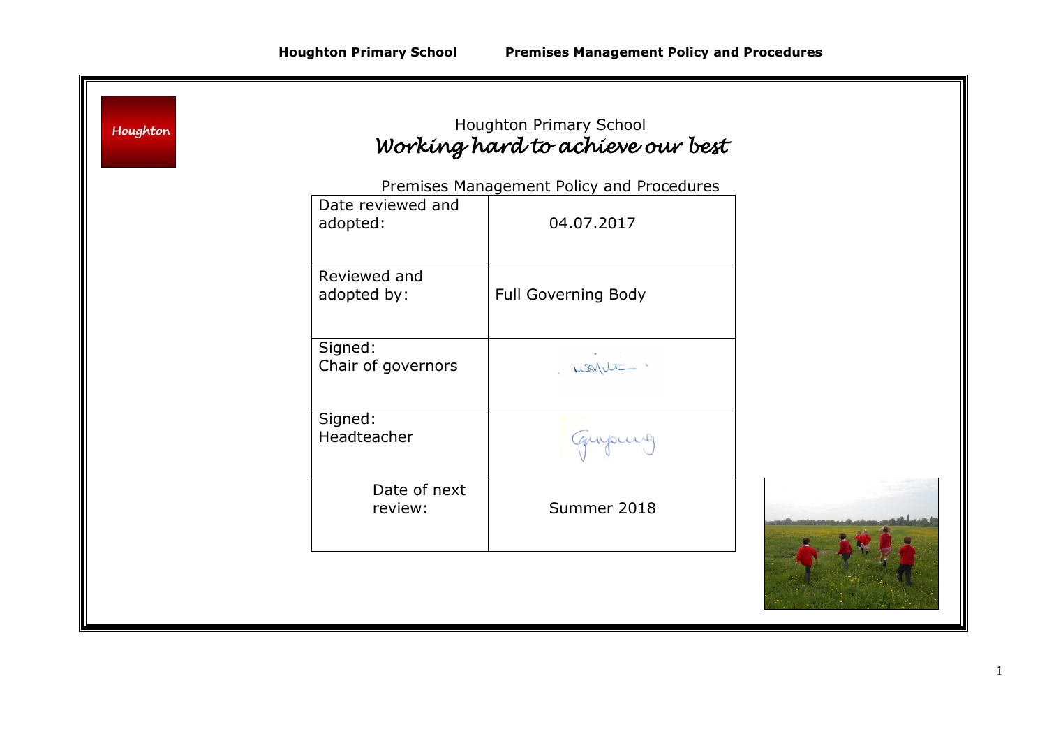Houghton

# Houghton Primary School

*Working hard to achieve our best*

## Premises Management Policy and Procedures

| Date reviewed and adopted: | 04.07.2017 |
| --- | --- |
| Reviewed and adopted by: | Full Governing Body |
| Signed: Chair of governors | |
| Signed: Headteacher | |
| Date of next review: | Summer 2018 |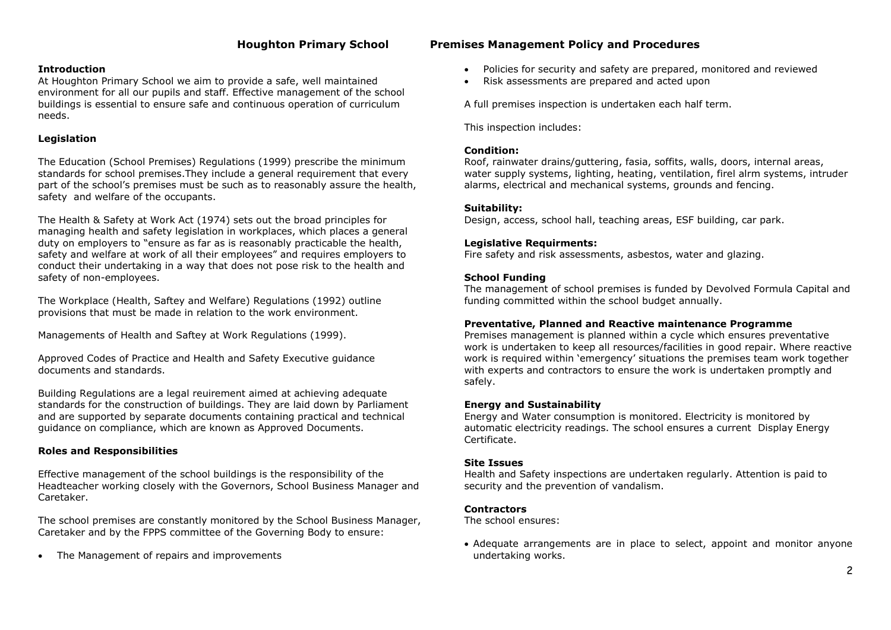# Houghton Primary School Premises Management Policy and Procedures

## Introduction

At Houghton Primary School we aim to provide a safe, well maintained environment for all our pupils and staff. Effective management of the school buildings is essential to ensure safe and continuous operation of curriculum needs.

## Legislation

The Education (School Premises) Regulations (1999) prescribe the minimum standards for school premises.They include a general requirement that every part of the school's premises must be such as to reasonably assure the health, safety and welfare of the occupants.

The Health & Safety at Work Act (1974) sets out the broad principles for managing health and safety legislation in workplaces, which places a general duty on employers to "ensure as far as is reasonably practicable the health, safety and welfare at work of all their employees" and requires employers to conduct their undertaking in a way that does not pose risk to the health and safety of non-employees.

The Workplace (Health, Saftey and Welfare) Regulations (1992) outline provisions that must be made in relation to the work environment.

Managements of Health and Saftey at Work Regulations (1999).

Approved Codes of Practice and Health and Safety Executive guidance documents and standards.

Building Regulations are a legal reuirement aimed at achieving adequate standards for the construction of buildings. They are laid down by Parliament and are supported by separate documents containing practical and technical guidance on compliance, which are known as Approved Documents.

## Roles and Responsibilities

Effective management of the school buildings is the responsibility of the Headteacher working closely with the Governors, School Business Manager and Caretaker.

The school premises are constantly monitored by the School Business Manager, Caretaker and by the FPPS committee of the Governing Body to ensure:

- The Management of repairs and improvements
- Policies for security and safety are prepared, monitored and reviewed
- Risk assessments are prepared and acted upon

A full premises inspection is undertaken each half term.

This inspection includes:

**Condition:**
Roof, rainwater drains/guttering, fasia, soffits, walls, doors, internal areas, water supply systems, lighting, heating, ventilation, firel alrm systems, intruder alarms, electrical and mechanical systems, grounds and fencing.

**Suitability:**
Design, access, school hall, teaching areas, ESF building, car park.

**Legislative Requirments:**
Fire safety and risk assessments, asbestos, water and glazing.

## School Funding

The management of school premises is funded by Devolved Formula Capital and funding committed within the school budget annually.

## Preventative, Planned and Reactive maintenance Programme

Premises management is planned within a cycle which ensures preventative work is undertaken to keep all resources/facilities in good repair. Where reactive work is required within 'emergency' situations the premises team work together with experts and contractors to ensure the work is undertaken promptly and safely.

## Energy and Sustainability

Energy and Water consumption is monitored. Electricity is monitored by automatic electricity readings. The school ensures a current Display Energy Certificate.

## Site Issues

Health and Safety inspections are undertaken regularly. Attention is paid to security and the prevention of vandalism.

## Contractors

The school ensures:

- Adequate arrangements are in place to select, appoint and monitor anyone undertaking works.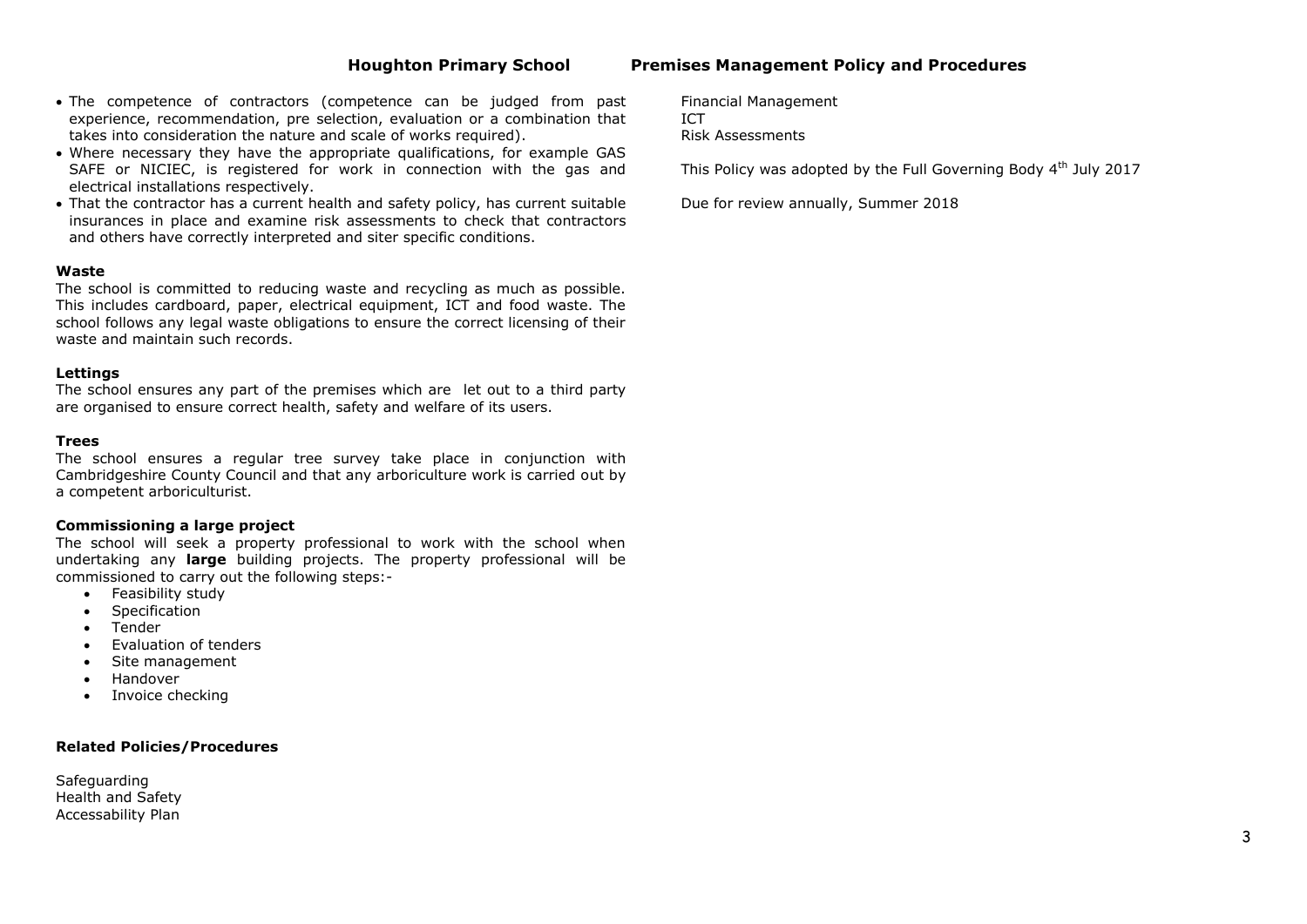- The competence of contractors (competence can be judged from past experience, recommendation, pre selection, evaluation or a combination that takes into consideration the nature and scale of works required).
- Where necessary they have the appropriate qualifications, for example GAS SAFE or NICIEC, is registered for work in connection with the gas and electrical installations respectively.
- That the contractor has a current health and safety policy, has current suitable insurances in place and examine risk assessments to check that contractors and others have correctly interpreted and siter specific conditions.

**Waste**

The school is committed to reducing waste and recycling as much as possible. This includes cardboard, paper, electrical equipment, ICT and food waste. The school follows any legal waste obligations to ensure the correct licensing of their waste and maintain such records.

**Lettings**

The school ensures any part of the premises which are let out to a third party are organised to ensure correct health, safety and welfare of its users.

**Trees**

The school ensures a regular tree survey take place in conjunction with Cambridgeshire County Council and that any arboriculture work is carried out by a competent arboriculturist.

**Commissioning a large project**

The school will seek a property professional to work with the school when undertaking any **large** building projects. The property professional will be commissioned to carry out the following steps:-

- Feasibility study
- Specification
- Tender
- Evaluation of tenders
- Site management
- Handover
- Invoice checking

**Related Policies/Procedures**

Safeguarding
Health and Safety
Accessability Plan
Financial Management
ICT
Risk Assessments

This Policy was adopted by the Full Governing Body 4th July 2017

Due for review annually, Summer 2018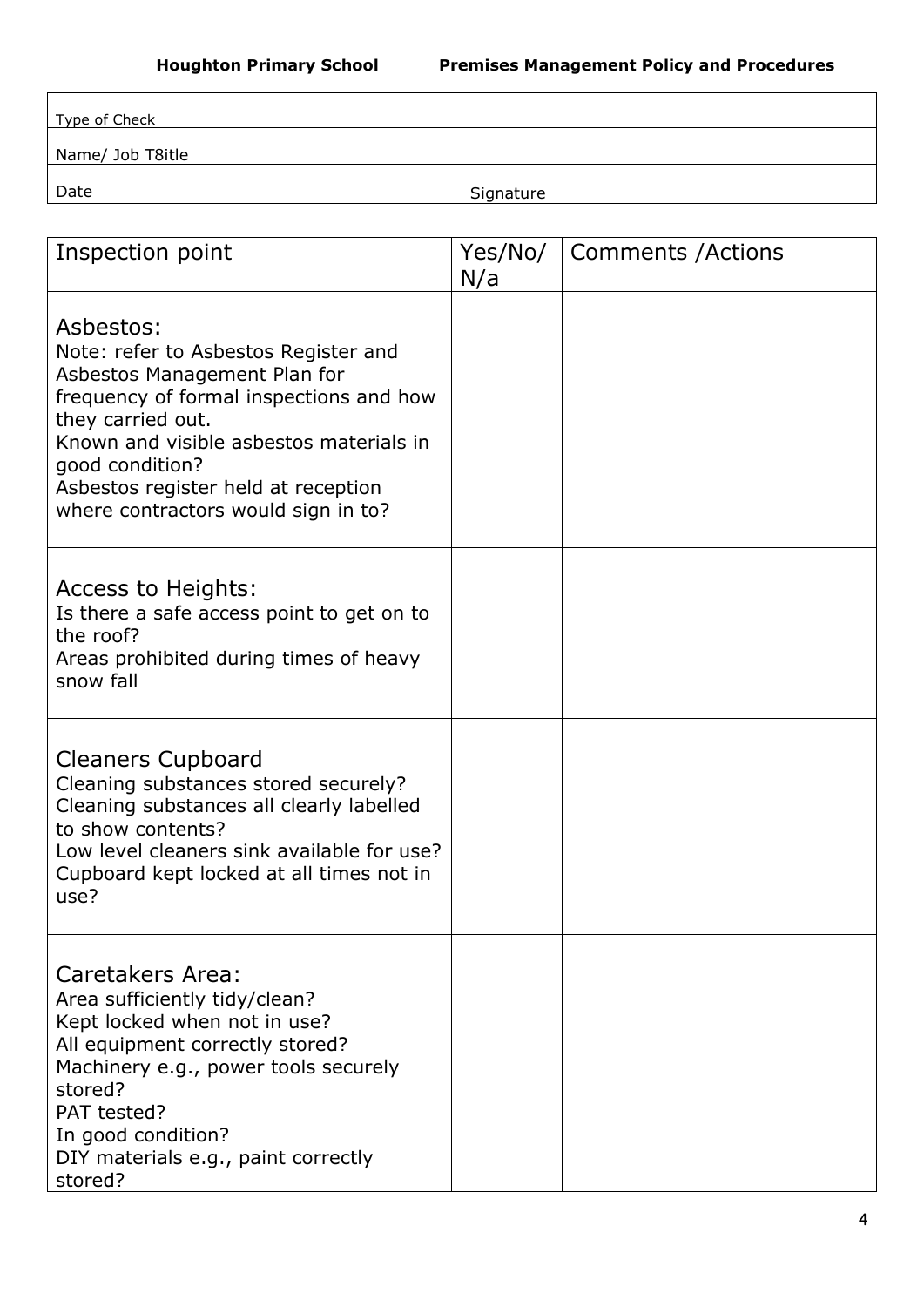| Type of Check | |
|---|---|
| Name/ Job T8itle | |
| Date | Signature |

| Inspection point | Yes/No/ N/a | Comments /Actions |
|---|---|---|
| Asbestos:<br>Note: refer to Asbestos Register and Asbestos Management Plan for frequency of formal inspections and how they carried out.<br>Known and visible asbestos materials in good condition?<br>Asbestos register held at reception where contractors would sign in to? | | |
| Access to Heights:<br>Is there a safe access point to get on to the roof?<br>Areas prohibited during times of heavy snow fall | | |
| Cleaners Cupboard<br>Cleaning substances stored securely?<br>Cleaning substances all clearly labelled to show contents?<br>Low level cleaners sink available for use?<br>Cupboard kept locked at all times not in use? | | |
| Caretakers Area:<br>Area sufficiently tidy/clean?<br>Kept locked when not in use?<br>All equipment correctly stored?<br>Machinery e.g., power tools securely stored?<br>PAT tested?<br>In good condition?<br>DIY materials e.g., paint correctly stored? | | |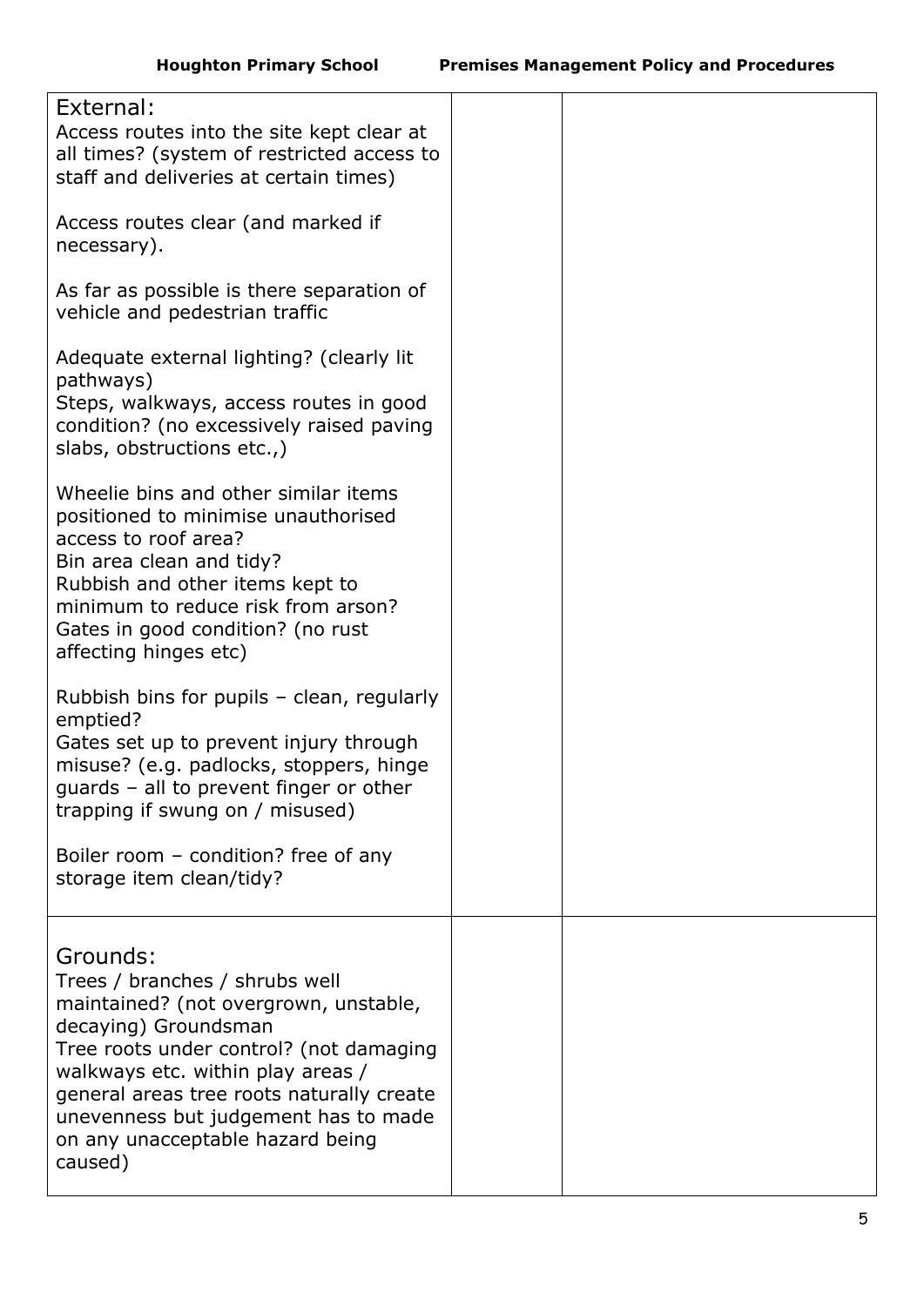| | | |
|---|---|---|
| External:<br>Access routes into the site kept clear at all times? (system of restricted access to staff and deliveries at certain times)<br><br>Access routes clear (and marked if necessary).<br><br>As far as possible is there separation of vehicle and pedestrian traffic<br><br>Adequate external lighting? (clearly lit pathways)<br>Steps, walkways, access routes in good condition? (no excessively raised paving slabs, obstructions etc.,)<br><br>Wheelie bins and other similar items positioned to minimise unauthorised access to roof area?<br>Bin area clean and tidy?<br>Rubbish and other items kept to minimum to reduce risk from arson?<br>Gates in good condition? (no rust affecting hinges etc)<br><br>Rubbish bins for pupils – clean, regularly emptied?<br>Gates set up to prevent injury through misuse? (e.g. padlocks, stoppers, hinge guards – all to prevent finger or other trapping if swung on / misused)<br><br>Boiler room – condition? free of any storage item clean/tidy? | | |
| Grounds:<br>Trees / branches / shrubs well maintained? (not overgrown, unstable, decaying) Groundsman<br>Tree roots under control? (not damaging walkways etc. within play areas / general areas tree roots naturally create unevenness but judgement has to made on any unacceptable hazard being caused) | | |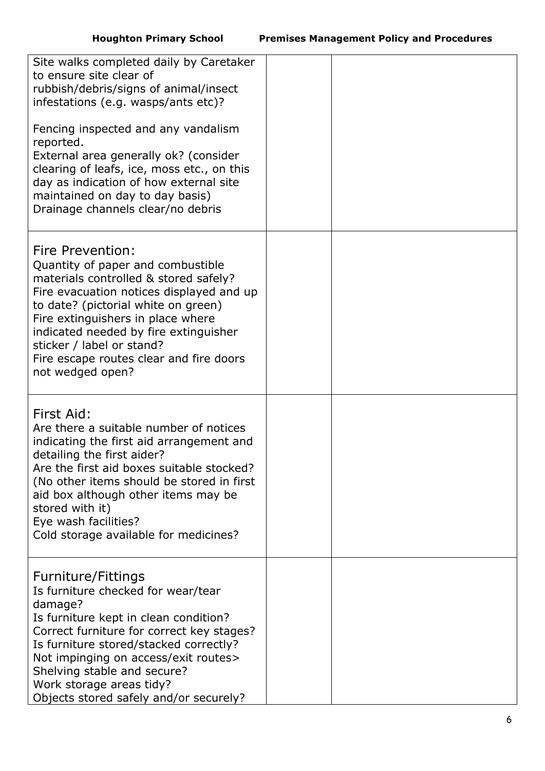| | | |
|---|---|---|
| Site walks completed daily by Caretaker to ensure site clear of rubbish/debris/signs of animal/insect infestations (e.g. wasps/ants etc)?<br><br>Fencing inspected and any vandalism reported.<br>External area generally ok? (consider clearing of leafs, ice, moss etc., on this day as indication of how external site maintained on day to day basis)<br>Drainage channels clear/no debris | | |
| Fire Prevention:<br>Quantity of paper and combustible materials controlled & stored safely?<br>Fire evacuation notices displayed and up to date? (pictorial white on green)<br>Fire extinguishers in place where indicated needed by fire extinguisher sticker / label or stand?<br>Fire escape routes clear and fire doors not wedged open? | | |
| First Aid:<br>Are there a suitable number of notices indicating the first aid arrangement and detailing the first aider?<br>Are the first aid boxes suitable stocked? (No other items should be stored in first aid box although other items may be stored with it)<br>Eye wash facilities?<br>Cold storage available for medicines? | | |
| Furniture/Fittings<br>Is furniture checked for wear/tear damage?<br>Is furniture kept in clean condition?<br>Correct furniture for correct key stages?<br>Is furniture stored/stacked correctly?<br>Not impinging on access/exit routes><br>Shelving stable and secure?<br>Work storage areas tidy?<br>Objects stored safely and/or securely? | | |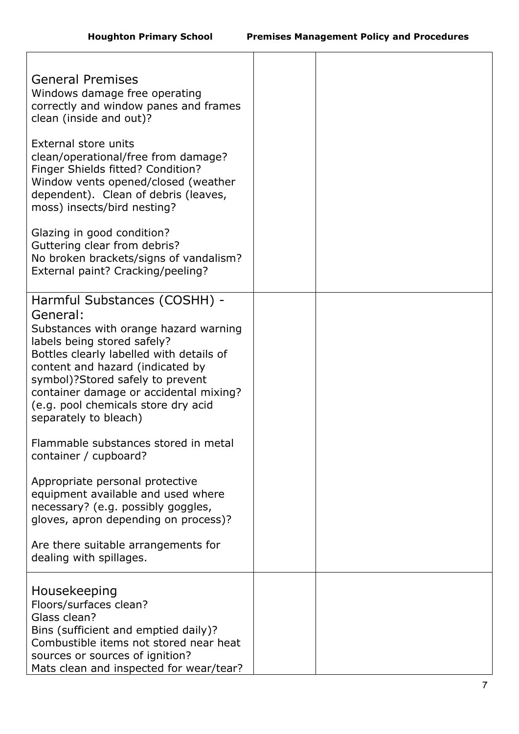| | | |
|---|---|---|
| General Premises<br>Windows damage free operating correctly and window panes and frames clean (inside and out)?<br><br>External store units clean/operational/free from damage?<br>Finger Shields fitted? Condition?<br>Window vents opened/closed (weather dependent). Clean of debris (leaves, moss) insects/bird nesting?<br><br>Glazing in good condition?<br>Guttering clear from debris?<br>No broken brackets/signs of vandalism?<br>External paint? Cracking/peeling? | | |
| Harmful Substances (COSHH) - General:<br>Substances with orange hazard warning labels being stored safely?<br>Bottles clearly labelled with details of content and hazard (indicated by symbol)?Stored safely to prevent container damage or accidental mixing? (e.g. pool chemicals store dry acid separately to bleach)<br><br>Flammable substances stored in metal container / cupboard?<br><br>Appropriate personal protective equipment available and used where necessary? (e.g. possibly goggles, gloves, apron depending on process)?<br><br>Are there suitable arrangements for dealing with spillages. | | |
| Housekeeping<br>Floors/surfaces clean?<br>Glass clean?<br>Bins (sufficient and emptied daily)?<br>Combustible items not stored near heat sources or sources of ignition?<br>Mats clean and inspected for wear/tear? | | |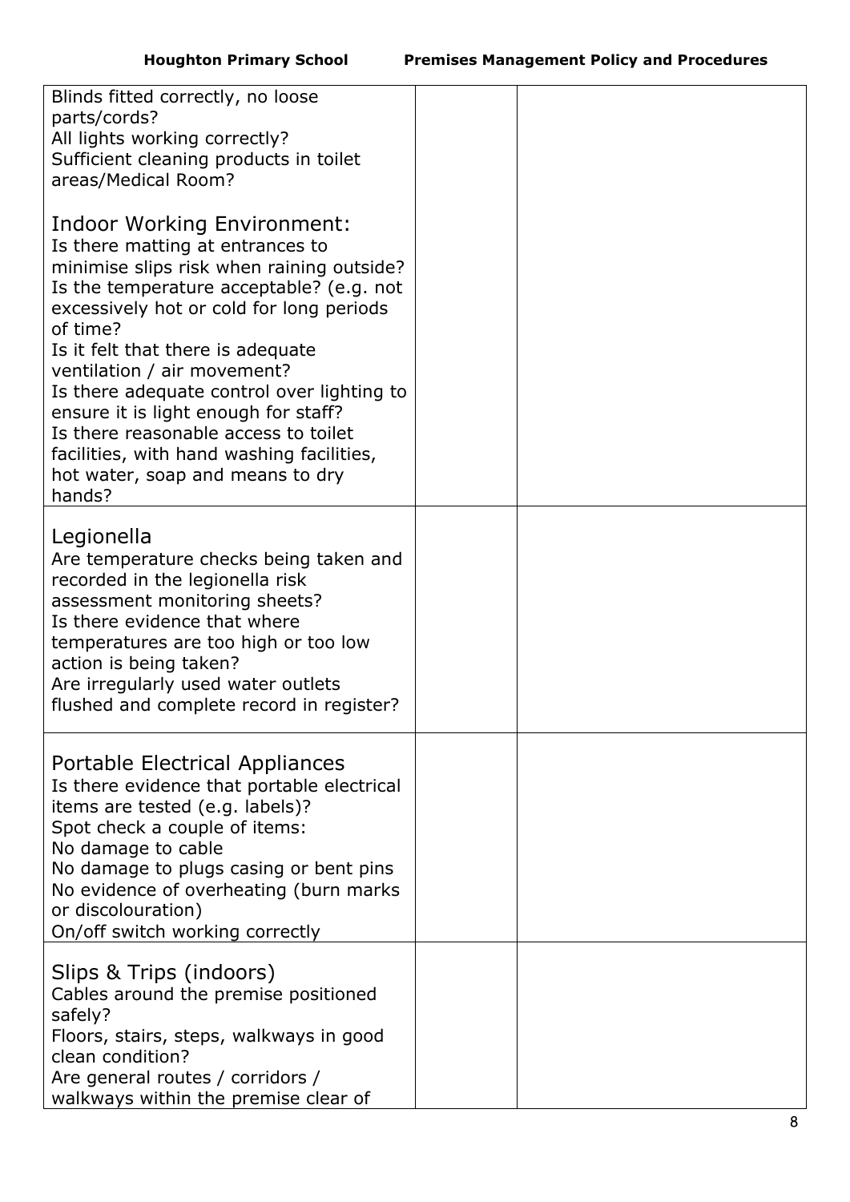| | | |
|---|---|---|
| Blinds fitted correctly, no loose parts/cords?<br>All lights working correctly?<br>Sufficient cleaning products in toilet areas/Medical Room?<br><br>Indoor Working Environment:<br>Is there matting at entrances to minimise slips risk when raining outside?<br>Is the temperature acceptable? (e.g. not excessively hot or cold for long periods of time?<br>Is it felt that there is adequate ventilation / air movement?<br>Is there adequate control over lighting to ensure it is light enough for staff?<br>Is there reasonable access to toilet facilities, with hand washing facilities, hot water, soap and means to dry hands? | | |
| Legionella<br>Are temperature checks being taken and recorded in the legionella risk assessment monitoring sheets?<br>Is there evidence that where temperatures are too high or too low action is being taken?<br>Are irregularly used water outlets flushed and complete record in register? | | |
| Portable Electrical Appliances<br>Is there evidence that portable electrical items are tested (e.g. labels)?<br>Spot check a couple of items:<br>No damage to cable<br>No damage to plugs casing or bent pins<br>No evidence of overheating (burn marks or discolouration)<br>On/off switch working correctly | | |
| Slips & Trips (indoors)<br>Cables around the premise positioned safely?<br>Floors, stairs, steps, walkways in good clean condition?<br>Are general routes / corridors / walkways within the premise clear of | | |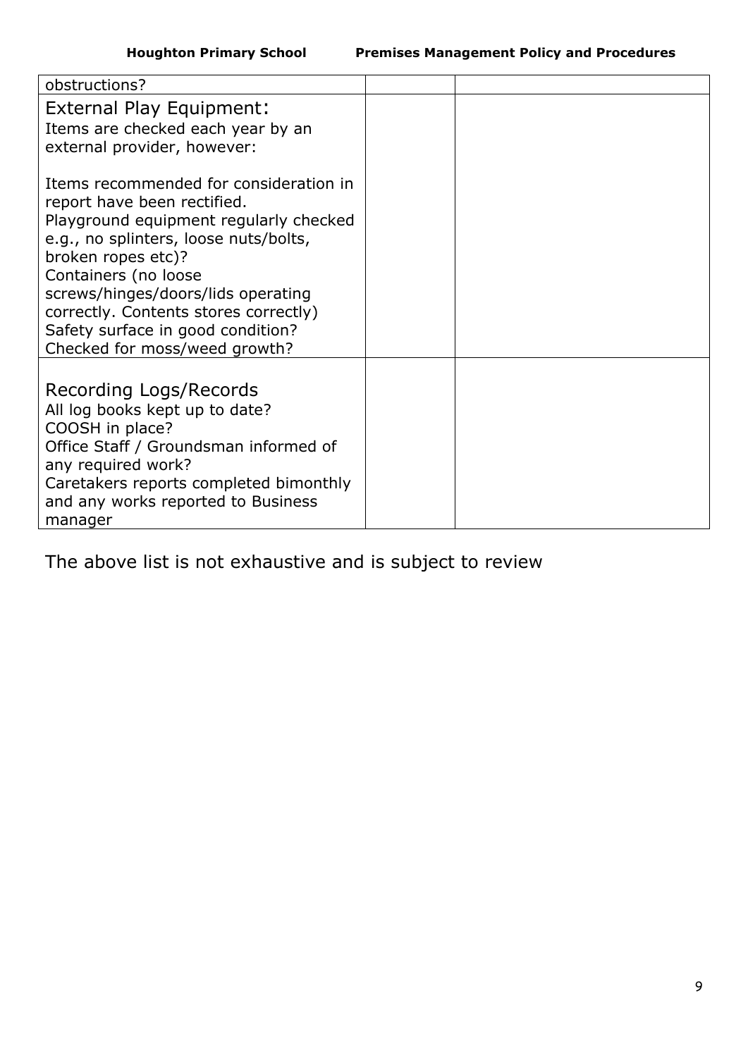| | | |
|---|---|---|
| obstructions? | | |
| External Play Equipment:<br>Items are checked each year by an external provider, however:<br><br>Items recommended for consideration in report have been rectified.<br>Playground equipment regularly checked e.g., no splinters, loose nuts/bolts, broken ropes etc)?<br>Containers (no loose screws/hinges/doors/lids operating correctly. Contents stores correctly)<br>Safety surface in good condition?<br>Checked for moss/weed growth? | | |
| Recording Logs/Records<br>All log books kept up to date?<br>COOSH in place?<br>Office Staff / Groundsman informed of any required work?<br>Caretakers reports completed bimonthly and any works reported to Business manager | | |

The above list is not exhaustive and is subject to review